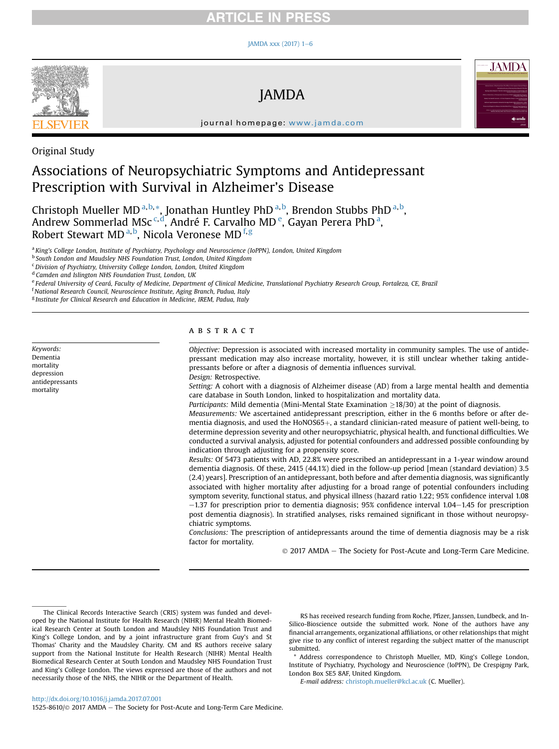Original Study

# Associations of Neuropsychiatric Symptoms and Antidepressant Prescription with Survival in Alzheimer's Disease

Christoph Mueller MD [a,b,*], Jonathan Huntley PhD [a,b], Brendon Stubbs PhD [a,b], Andrew Sommerlad MSc [c,d], André F. Carvalho MD [e], Gayan Perera PhD [a], Robert Stewart MD [a,b], Nicola Veronese MD [f,g]

[a] King's College London, Institute of Psychiatry, Psychology and Neuroscience (IoPPN), London, United Kingdom
[b] South London and Maudsley NHS Foundation Trust, London, United Kingdom
[c] Division of Psychiatry, University College London, London, United Kingdom
[d] Camden and Islington NHS Foundation Trust, London, UK
[e] Federal University of Ceará, Faculty of Medicine, Department of Clinical Medicine, Translational Psychiatry Research Group, Fortaleza, CE, Brazil
[f] National Research Council, Neuroscience Institute, Aging Branch, Padua, Italy
[g] Institute for Clinical Research and Education in Medicine, IREM, Padua, Italy

*Keywords:*
Dementia
mortality
depression
antidepressants
mortality

## ABSTRACT

*Objective:* Depression is associated with increased mortality in community samples. The use of antidepressant medication may also increase mortality, however, it is still unclear whether taking antidepressants before or after a diagnosis of dementia influences survival.

*Design:* Retrospective.

*Setting:* A cohort with a diagnosis of Alzheimer disease (AD) from a large mental health and dementia care database in South London, linked to hospitalization and mortality data.

*Participants:* Mild dementia (Mini-Mental State Examination ≥18/30) at the point of diagnosis.

*Measurements:* We ascertained antidepressant prescription, either in the 6 months before or after dementia diagnosis, and used the HoNOS65+, a standard clinician-rated measure of patient well-being, to determine depression severity and other neuropsychiatric, physical health, and functional difficulties. We conducted a survival analysis, adjusted for potential confounders and addressed possible confounding by indication through adjusting for a propensity score.

*Results:* Of 5473 patients with AD, 22.8% were prescribed an antidepressant in a 1-year window around dementia diagnosis. Of these, 2415 (44.1%) died in the follow-up period [mean (standard deviation) 3.5 (2.4) years]. Prescription of an antidepressant, both before and after dementia diagnosis, was significantly associated with higher mortality after adjusting for a broad range of potential confounders including symptom severity, functional status, and physical illness (hazard ratio 1.22; 95% confidence interval 1.08−1.37 for prescription prior to dementia diagnosis; 95% confidence interval 1.04−1.45 for prescription post dementia diagnosis). In stratified analyses, risks remained significant in those without neuropsychiatric symptoms.

*Conclusions:* The prescription of antidepressants around the time of dementia diagnosis may be a risk factor for mortality.

© 2017 AMDA − The Society for Post-Acute and Long-Term Care Medicine.

---

The Clinical Records Interactive Search (CRIS) system was funded and developed by the National Institute for Health Research (NIHR) Mental Health Biomedical Research Center at South London and Maudsley NHS Foundation Trust and King's College London, and by a joint infrastructure grant from Guy's and St Thomas' Charity and the Maudsley Charity. CM and RS authors receive salary support from the National Institute for Health Research (NIHR) Mental Health Biomedical Research Center at South London and Maudsley NHS Foundation Trust and King's College London. The views expressed are those of the authors and not necessarily those of the NHS, the NIHR or the Department of Health.

RS has received research funding from Roche, Pfizer, Janssen, Lundbeck, and In-Silico-Bioscience outside the submitted work. None of the authors have any financial arrangements, organizational affiliations, or other relationships that might give rise to any conflict of interest regarding the subject matter of the manuscript submitted.

* Address correspondence to Christoph Mueller, MD, King's College London, Institute of Psychiatry, Psychology and Neuroscience (IoPPN), De Crespigny Park, London Box SE5 8AF, United Kingdom.
*E-mail address:* christoph.mueller@kcl.ac.uk (C. Mueller).

http://dx.doi.org/10.1016/j.jamda.2017.07.001
1525-8610/© 2017 AMDA − The Society for Post-Acute and Long-Term Care Medicine.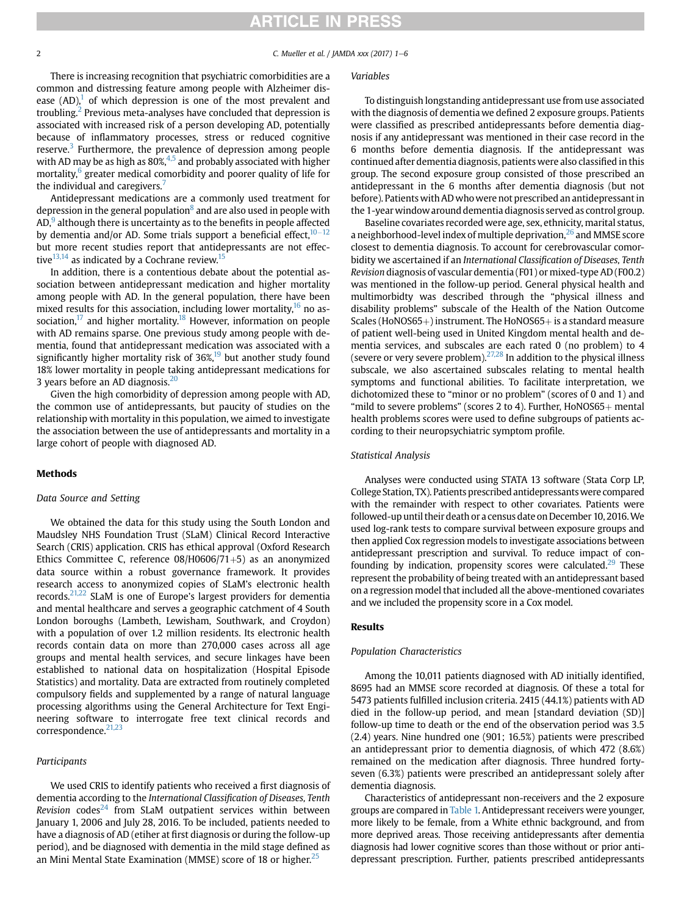There is increasing recognition that psychiatric comorbidities are a common and distressing feature among people with Alzheimer disease (AD),[1] of which depression is one of the most prevalent and troubling.[2] Previous meta-analyses have concluded that depression is associated with increased risk of a person developing AD, potentially because of inflammatory processes, stress or reduced cognitive reserve.[3] Furthermore, the prevalence of depression among people with AD may be as high as 80%,[4,5] and probably associated with higher mortality,[6] greater medical comorbidity and poorer quality of life for the individual and caregivers.[7]

Antidepressant medications are a commonly used treatment for depression in the general population[8] and are also used in people with AD,[9] although there is uncertainty as to the benefits in people affected by dementia and/or AD. Some trials support a beneficial effect,[10–12] but more recent studies report that antidepressants are not effective[13,14] as indicated by a Cochrane review.[15]

In addition, there is a contentious debate about the potential association between antidepressant medication and higher mortality among people with AD. In the general population, there have been mixed results for this association, including lower mortality,[16] no association,[17] and higher mortality.[18] However, information on people with AD remains sparse. One previous study among people with dementia, found that antidepressant medication was associated with a significantly higher mortality risk of 36%,[19] but another study found 18% lower mortality in people taking antidepressant medications for 3 years before an AD diagnosis.[20]

Given the high comorbidity of depression among people with AD, the common use of antidepressants, but paucity of studies on the relationship with mortality in this population, we aimed to investigate the association between the use of antidepressants and mortality in a large cohort of people with diagnosed AD.

## Methods

### Data Source and Setting

We obtained the data for this study using the South London and Maudsley NHS Foundation Trust (SLaM) Clinical Record Interactive Search (CRIS) application. CRIS has ethical approval (Oxford Research Ethics Committee C, reference 08/H0606/71+5) as an anonymized data source within a robust governance framework. It provides research access to anonymized copies of SLaM's electronic health records.[21,22] SLaM is one of Europe's largest providers for dementia and mental healthcare and serves a geographic catchment of 4 South London boroughs (Lambeth, Lewisham, Southwark, and Croydon) with a population of over 1.2 million residents. Its electronic health records contain data on more than 270,000 cases across all age groups and mental health services, and secure linkages have been established to national data on hospitalization (Hospital Episode Statistics) and mortality. Data are extracted from routinely completed compulsory fields and supplemented by a range of natural language processing algorithms using the General Architecture for Text Engineering software to interrogate free text clinical records and correspondence.[21,23]

### Participants

We used CRIS to identify patients who received a first diagnosis of dementia according to the *International Classification of Diseases, Tenth Revision* codes[24] from SLaM outpatient services within between January 1, 2006 and July 28, 2016. To be included, patients needed to have a diagnosis of AD (etiher at first diagnosis or during the follow-up period), and be diagnosed with dementia in the mild stage defined as an Mini Mental State Examination (MMSE) score of 18 or higher.[25]

### Variables

To distinguish longstanding antidepressant use from use associated with the diagnosis of dementia we defined 2 exposure groups. Patients were classified as prescribed antidepressants before dementia diagnosis if any antidepressant was mentioned in their case record in the 6 months before dementia diagnosis. If the antidepressant was continued after dementia diagnosis, patients were also classified in this group. The second exposure group consisted of those prescribed an antidepressant in the 6 months after dementia diagnosis (but not before). Patients with AD who were not prescribed an antidepressant in the 1-year window around dementia diagnosis served as control group.

Baseline covariates recorded were age, sex, ethnicity, marital status, a neighborhood-level index of multiple deprivation,[26] and MMSE score closest to dementia diagnosis. To account for cerebrovascular comorbidity we ascertained if an *International Classification of Diseases, Tenth Revision* diagnosis of vascular dementia (F01) or mixed-type AD (F00.2) was mentioned in the follow-up period. General physical health and multimorbidty was described through the "physical illness and disability problems" subscale of the Health of the Nation Outcome Scales (HoNOS65+) instrument. The HoNOS65+ is a standard measure of patient well-being used in United Kingdom mental health and dementia services, and subscales are each rated 0 (no problem) to 4 (severe or very severe problem).[27,28] In addition to the physical illness subscale, we also ascertained subscales relating to mental health symptoms and functional abilities. To facilitate interpretation, we dichotomized these to "minor or no problem" (scores of 0 and 1) and "mild to severe problems" (scores 2 to 4). Further, HoNOS65+ mental health problems scores were used to define subgroups of patients according to their neuropsychiatric symptom profile.

### Statistical Analysis

Analyses were conducted using STATA 13 software (Stata Corp LP, College Station, TX). Patients prescribed antidepressants were compared with the remainder with respect to other covariates. Patients were followed-up until their death or a census date on December 10, 2016. We used log-rank tests to compare survival between exposure groups and then applied Cox regression models to investigate associations between antidepressant prescription and survival. To reduce impact of confounding by indication, propensity scores were calculated.[29] These represent the probability of being treated with an antidepressant based on a regression model that included all the above-mentioned covariates and we included the propensity score in a Cox model.

## Results

### Population Characteristics

Among the 10,011 patients diagnosed with AD initially identified, 8695 had an MMSE score recorded at diagnosis. Of these a total for 5473 patients fulfilled inclusion criteria. 2415 (44.1%) patients with AD died in the follow-up period, and mean [standard deviation (SD)] follow-up time to death or the end of the observation period was 3.5 (2.4) years. Nine hundred one (901; 16.5%) patients were prescribed an antidepressant prior to dementia diagnosis, of which 472 (8.6%) remained on the medication after diagnosis. Three hundred forty-seven (6.3%) patients were prescribed an antidepressant solely after dementia diagnosis.

Characteristics of antidepressant non-receivers and the 2 exposure groups are compared in Table 1. Antidepressant receivers were younger, more likely to be female, from a White ethnic background, and from more deprived areas. Those receiving antidepressants after dementia diagnosis had lower cognitive scores than those without or prior antidepressant prescription. Further, patients prescribed antidepressants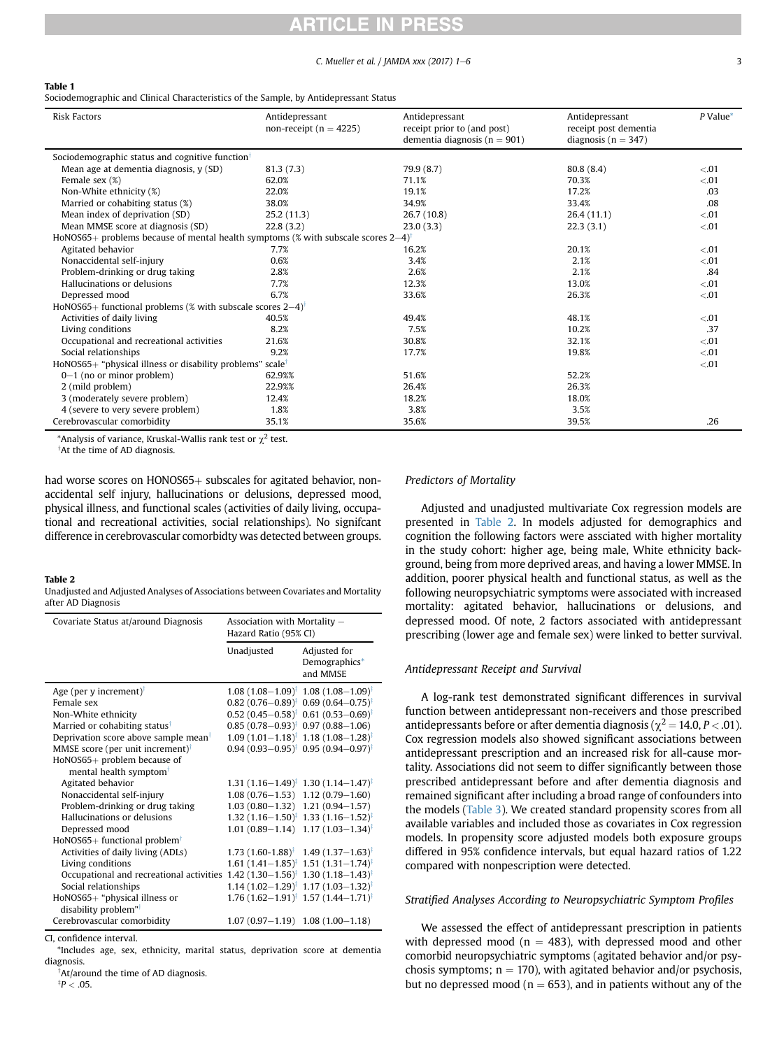**Table 1**
Sociodemographic and Clinical Characteristics of the Sample, by Antidepressant Status

| Risk Factors | Antidepressant non-receipt (n = 4225) | Antidepressant receipt prior to (and post) dementia diagnosis (n = 901) | Antidepressant receipt post dementia diagnosis (n = 347) | P Value* |
|---|---|---|---|---|
| Sociodemographic status and cognitive function† | | | | |
| Mean age at dementia diagnosis, y (SD) | 81.3 (7.3) | 79.9 (8.7) | 80.8 (8.4) | <.01 |
| Female sex (%) | 62.0% | 71.1% | 70.3% | <.01 |
| Non-White ethnicity (%) | 22.0% | 19.1% | 17.2% | .03 |
| Married or cohabiting status (%) | 38.0% | 34.9% | 33.4% | .08 |
| Mean index of deprivation (SD) | 25.2 (11.3) | 26.7 (10.8) | 26.4 (11.1) | <.01 |
| Mean MMSE score at diagnosis (SD) | 22.8 (3.2) | 23.0 (3.3) | 22.3 (3.1) | <.01 |
| HoNOS65+ problems because of mental health symptoms (% with subscale scores 2–4)† | | | | |
| Agitated behavior | 7.7% | 16.2% | 20.1% | <.01 |
| Nonaccidental self-injury | 0.6% | 3.4% | 2.1% | <.01 |
| Problem-drinking or drug taking | 2.8% | 2.6% | 2.1% | .84 |
| Hallucinations or delusions | 7.7% | 12.3% | 13.0% | <.01 |
| Depressed mood | 6.7% | 33.6% | 26.3% | <.01 |
| HoNOS65+ functional problems (% with subscale scores 2–4)† | | | | |
| Activities of daily living | 40.5% | 49.4% | 48.1% | <.01 |
| Living conditions | 8.2% | 7.5% | 10.2% | .37 |
| Occupational and recreational activities | 21.6% | 30.8% | 32.1% | <.01 |
| Social relationships | 9.2% | 17.7% | 19.8% | <.01 |
| HoNOS65+ "physical illness or disability problems" scale† | | | | <.01 |
| 0–1 (no or minor problem) | 62.9%% | 51.6% | 52.2% | |
| 2 (mild problem) | 22.9%% | 26.4% | 26.3% | |
| 3 (moderately severe problem) | 12.4% | 18.2% | 18.0% | |
| 4 (severe to very severe problem) | 1.8% | 3.8% | 3.5% | |
| Cerebrovascular comorbidity | 35.1% | 35.6% | 39.5% | .26 |

*Analysis of variance, Kruskal-Wallis rank test or $\chi^2$ test.
†At the time of AD diagnosis.

had worse scores on HONOS65+ subscales for agitated behavior, non-accidental self injury, hallucinations or delusions, depressed mood, physical illness, and functional scales (activities of daily living, occupational and recreational activities, social relationships). No signifcant difference in cerebrovascular comorbidty was detected between groups.

**Table 2**
Unadjusted and Adjusted Analyses of Associations between Covariates and Mortality after AD Diagnosis

| Covariate Status at/around Diagnosis | Association with Mortality – Hazard Ratio (95% CI) | |
|---|---|---|
| | Unadjusted | Adjusted for Demographics* and MMSE |
| Age (per y increment)† | 1.08 (1.08–1.09)‡ | 1.08 (1.08–1.09)‡ |
| Female sex | 0.82 (0.76–0.89)‡ | 0.69 (0.64–0.75)‡ |
| Non-White ethnicity | 0.52 (0.45–0.58)‡ | 0.61 (0.53–0.69)‡ |
| Married or cohabiting status† | 0.85 (0.78–0.93)‡ | 0.97 (0.88–1.06) |
| Deprivation score above sample mean† | 1.09 (1.01–1.18)‡ | 1.18 (1.08–1.28)‡ |
| MMSE score (per unit increment)† | 0.94 (0.93–0.95)‡ | 0.95 (0.94–0.97)‡ |
| HoNOS65+ problem because of mental health symptom† | | |
| Agitated behavior | 1.31 (1.16–1.49)‡ | 1.30 (1.14–1.47)‡ |
| Nonaccidental self-injury | 1.08 (0.76–1.53) | 1.12 (0.79–1.60) |
| Problem-drinking or drug taking | 1.03 (0.80–1.32) | 1.21 (0.94–1.57) |
| Hallucinations or delusions | 1.32 (1.16–1.50)‡ | 1.33 (1.16–1.52)‡ |
| Depressed mood | 1.01 (0.89–1.14) | 1.17 (1.03–1.34)‡ |
| HoNOS65+ functional problem† | | |
| Activities of daily living (ADLs) | 1.73 (1.60-1.88)‡ | 1.49 (1.37–1.63)‡ |
| Living conditions | 1.61 (1.41–1.85)‡ | 1.51 (1.31–1.74)‡ |
| Occupational and recreational activities | 1.42 (1.30–1.56)‡ | 1.30 (1.18–1.43)‡ |
| Social relationships | 1.14 (1.02–1.29)‡ | 1.17 (1.03–1.32)‡ |
| HoNOS65+ "physical illness or disability problem"† | 1.76 (1.62–1.91)‡ | 1.57 (1.44–1.71)‡ |
| Cerebrovascular comorbidity | 1.07 (0.97–1.19) | 1.08 (1.00–1.18) |

CI, confidence interval.
*Includes age, sex, ethnicity, marital status, deprivation score at dementia diagnosis.
†At/around the time of AD diagnosis.
‡$P < .05$.

### Predictors of Mortality

Adjusted and unadjusted multivariate Cox regression models are presented in Table 2. In models adjusted for demographics and cognition the following factors were assciated with higher mortality in the study cohort: higher age, being male, White ethnicity background, being from more deprived areas, and having a lower MMSE. In addition, poorer physical health and functional status, as well as the following neuropsychiatric symptoms were associated with increased mortality: agitated behavior, hallucinations or delusions, and depressed mood. Of note, 2 factors associated with antidepressant prescribing (lower age and female sex) were linked to better survival.

### Antidepressant Receipt and Survival

A log-rank test demonstrated significant differences in survival function between antidepressant non-receivers and those prescribed antidepressants before or after dementia diagnosis ($\chi^2 = 14.0$, $P < .01$). Cox regression models also showed significant associations between antidepressant prescription and an increased risk for all-cause mortality. Associations did not seem to differ significantly between those prescribed antidepressant before and after dementia diagnosis and remained significant after including a broad range of confounders into the models (Table 3). We created standard propensity scores from all available variables and included those as covariates in Cox regression models. In propensity score adjusted models both exposure groups differed in 95% confidence intervals, but equal hazard ratios of 1.22 compared with nonpescription were detected.

### Stratified Analyses According to Neuropsychiatric Symptom Profiles

We assessed the effect of antidepressant prescription in patients with depressed mood (n = 483), with depressed mood and other comorbid neuropsychiatric symptoms (agitated behavior and/or psychosis symptoms; n = 170), with agitated behavior and/or psychosis, but no depressed mood (n = 653), and in patients without any of the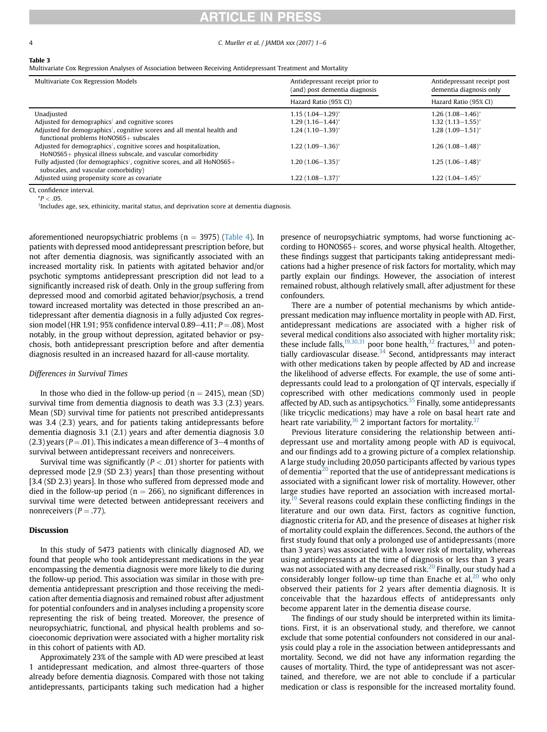**Table 3**
Multivariate Cox Regression Analyses of Association between Receiving Antidepressant Treatment and Mortality

| Multivariate Cox Regression Models | Antidepressant receipt prior to (and) post dementia diagnosis | Antidepressant receipt post dementia diagnosis only |
|---|---|---|
| | Hazard Ratio (95% CI) | Hazard Ratio (95% CI) |
| Unadjusted | 1.15 (1.04–1.29)* | 1.26 (1.08–1.46)* |
| Adjusted for demographics† and cognitive scores | 1.29 (1.16–1.44)* | 1.32 (1.13–1.55)* |
| Adjusted for demographics†, cognitive scores and all mental health and functional problems HoNOS65+ subscales | 1.24 (1.10–1.39)* | 1.28 (1.09–1.51)* |
| Adjusted for demographics†, cognitive scores and hospitalization, HoNOS65+ physical illness subscale, and vascular comorbidity | 1.22 (1.09–1.36)* | 1.26 (1.08–1.48)* |
| Fully adjusted (for demographics†, cognitive scores, and all HoNOS65+ subscales, and vascular comorbidity) | 1.20 (1.06–1.35)* | 1.25 (1.06–1.48)* |
| Adjusted using propensity score as covariate | 1.22 (1.08–1.37)* | 1.22 (1.04–1.45)* |

CI, confidence interval.
*$P < .05$.
†Includes age, sex, ethinicity, marital status, and deprivation score at dementia diagnosis.

aforementioned neuropsychiatric problems (n = 3975) (Table 4). In patients with depressed mood antidepressant prescription before, but not after dementia diagnosis, was significantly associated with an increased mortality risk. In patients with agitated behavior and/or psychotic symptoms antidepressant prescription did not lead to a significantly increased risk of death. Only in the group suffering from depressed mood and comorbid agitated behavior/psychosis, a trend toward increased mortality was detected in those prescribed an antidepressant after dementia diagnosis in a fully adjusted Cox regression model (HR 1.91; 95% confidence interval 0.89–4.11; $P = .08$). Most notably, in the group without depression, agitated behavior or psychosis, both antidepressant prescription before and after dementia diagnosis resulted in an increased hazard for all-cause mortality.

### *Differences in Survival Times*

In those who died in the follow-up period (n = 2415), mean (SD) survival time from dementia diagnosis to death was 3.3 (2.3) years. Mean (SD) survival time for patients not prescribed antidepressants was 3.4 (2.3) years, and for patients taking antidepressants before dementia diagnosis 3.1 (2.1) years and after dementia diagnosis 3.0 (2.3) years ($P = .01$). This indicates a mean difference of 3–4 months of survival between antidepressant receivers and nonreceivers.

Survival time was significantly ($P < .01$) shorter for patients with depressed mode [2.9 (SD 2.3) years] than those presenting without [3.4 (SD 2.3) years]. In those who suffered from depressed mode and died in the follow-up period (n = 266), no significant differences in survival time were detected between antidepressant receivers and nonreceivers ($P = .77$).

## Discussion

In this study of 5473 patients with clinically diagnosed AD, we found that people who took antidepressant medications in the year encompassing the dementia diagnosis were more likely to die during the follow-up period. This association was similar in those with predementia antidepressant prescription and those receiving the medication after dementia diagnosis and remained robust after adjustment for potential confounders and in analyses including a propensity score representing the risk of being treated. Moreover, the presence of neuropsychiatric, functional, and physical health problems and socioeconomic deprivation were associated with a higher mortality risk in this cohort of patients with AD.

Approximately 23% of the sample with AD were prescibed at least 1 antidepressant medication, and almost three-quarters of those already before dementia diagnosis. Compared with those not taking antidepressants, participants taking such medication had a higher presence of neuropsychiatric symptoms, had worse functioning according to HONOS65+ scores, and worse physical health. Altogether, these findings suggest that participants taking antidepressant medications had a higher presence of risk factors for mortality, which may partly explain our findings. However, the association of interest remained robust, although relatively small, after adjustment for these confounders.

There are a number of potential mechanisms by which antidepressant medication may influence mortality in people with AD. First, antidepressant medications are associated with a higher risk of several medical conditions also associated with higher mortality risk; these include falls,[19,30,31] poor bone health,[32] fractures,[33] and potentially cardiovascular disease.[34] Second, antidpressants may interact with other medications taken by people affected by AD and increase the likelihood of adverse effects. For example, the use of some antidepressants could lead to a prolongation of QT intervals, especially if coprescribed with other medications commonly used in people affected by AD, such as antipsychotics.[35] Finally, some antidepressants (like tricyclic medications) may have a role on basal heart rate and heart rate variability,[36] 2 important factors for mortality.[37]

Previous literature considering the relationship between antidepressant use and mortality among people with AD is equivocal, and our findings add to a growing picture of a complex relationship. A large study including 20,050 participants affected by various types of dementia[20] reported that the use of antidepressant medications is associated with a significant lower risk of mortality. However, other large studies have reported an association with increased mortality.[19] Several reasons could explain these conflicting findings in the literature and our own data. First, factors as cognitive function, diagnostic criteria for AD, and the presence of diseases at higher risk of mortality could explain the differences. Second, the authors of the first study found that only a prolonged use of antidepressants (more than 3 years) was associated with a lower risk of mortality, whereas using antidepressants at the time of diagnosis or less than 3 years was not associated with any decreased risk.[20] Finally, our study had a considerably longer follow-up time than Enache et al,[20] who only observed their patients for 2 years after dementia diagnosis. It is conceivable that the hazardous effects of antidepressants only become apparent later in the dementia disease course.

The findings of our study should be interpreted within its limitations. First, it is an observational study, and therefore, we cannot exclude that some potential confounders not considered in our analysis could play a role in the association between antidepressants and mortality. Second, we did not have any information regarding the causes of mortality. Third, the type of antidepressant was not ascertained, and therefore, we are not able to conclude if a particular medication or class is responsible for the increased mortality found.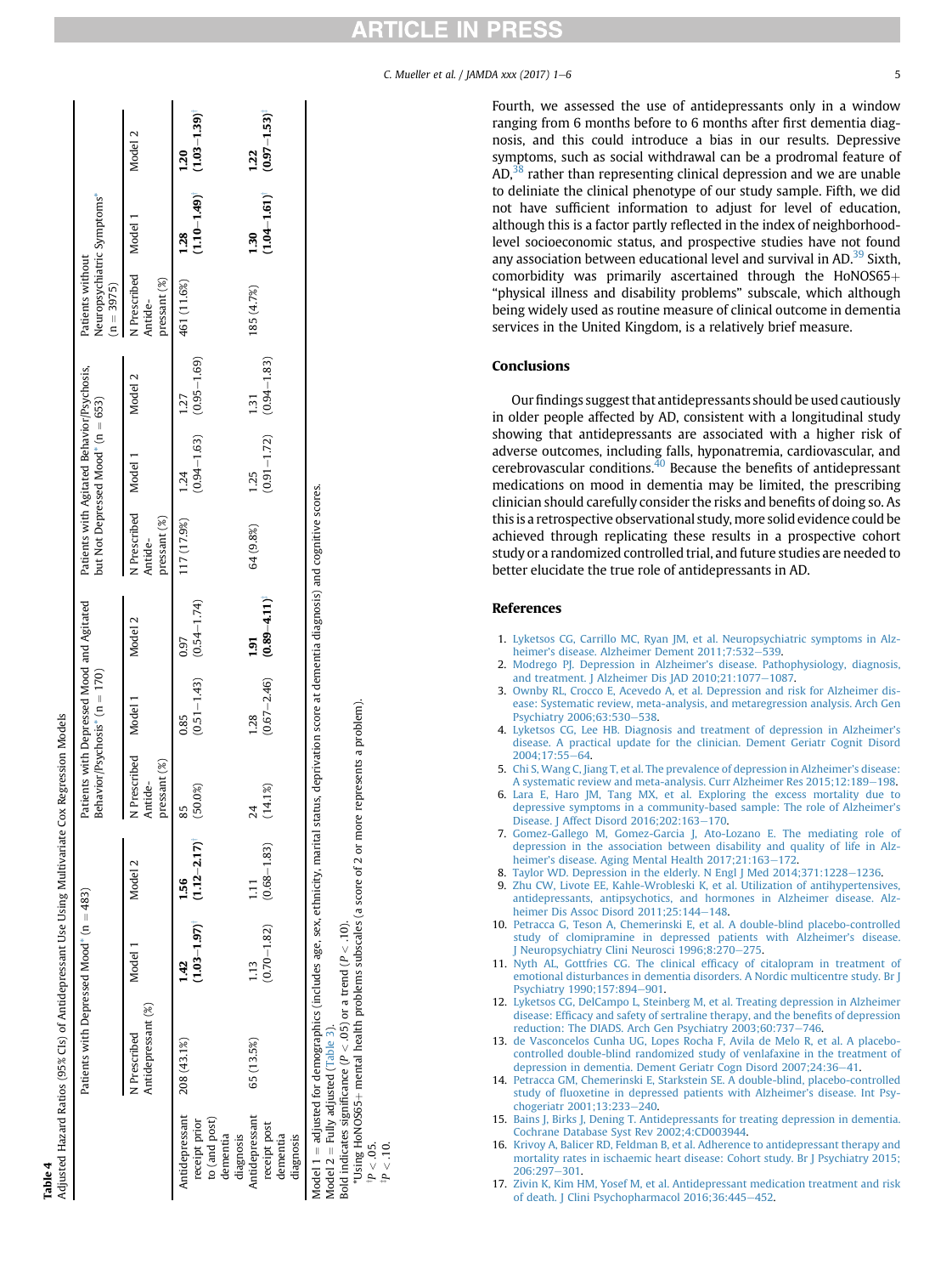**Table 4**
Adjusted Hazard Ratios (95% CIs) of Antidepressant Use Using Multivariate Cox Regression Models

| | Patients with Depressed Mood* (n = 483) | | | Patients with Depressed Mood and Agitated Behavior/Psychosis* (n = 170) | | | Patients with Agitated Behavior/Psychosis, but Not Depressed Mood* (n = 653) | | | Patients without Neuropsychiatric Symptoms* (n = 3975) | | |
|---|---|---|---|---|---|---|---|---|---|---|---|---|
| | N Prescribed Antidepressant (%) | Model 1 | Model 2 | N Prescribed Antidepressant (%) | Model 1 | Model 2 | N Prescribed Antidepressant (%) | Model 1 | Model 2 | N Prescribed Antidepressant (%) | Model 1 | Model 2 |
| Antidepressant receipt prior to (and post) dementia diagnosis | 208 (43.1%) | **1.42 (1.03–1.97)**† | **1.56 (1.12–2.17)**† | 85 (50.0%) | 0.85 (0.51–1.43) | 0.97 (0.54–1.74) | 117 (17.9%) | 1.24 (0.94–1.63) | 1.27 (0.95–1.69) | 461 (11.6%) | **1.28 (1.10–1.49)**† | **1.20 (1.03–1.39)**† |
| Antidepressant receipt post dementia diagnosis | 65 (13.5%) | 1.13 (0.70–1.82) | 1.11 (0.68–1.83) | 24 (14.1%) | 1.28 (0.67–2.46) | **1.91 (0.89–4.11)**‡ | 64 (9.8%) | 1.25 (0.91–1.72) | 1.31 (0.94–1.83) | 185 (4.7%) | **1.30 (1.04–1.61)**† | **1.22 (0.97–1.53)**‡ |

Model 1 = adjusted for demographics (includes age, sex, ethnicity, marital status, deprivation score at dementia diagnosis) and cognitive scores.
Model 2 = Fully adjusted (Table 3).
Bold indicates significance ($P < .05$) or a trend ($P < .10$).
*Using HoNOS65+ mental health problems subscales (a score of 2 or more represents a problem).
†$P < .05$.
‡$P < .10$.

Fourth, we assessed the use of antidepressants only in a window ranging from 6 months before to 6 months after first dementia diagnosis, and this could introduce a bias in our results. Depressive symptoms, such as social withdrawal can be a prodromal feature of AD,[38] rather than representing clinical depression and we are unable to deliniate the clinical phenotype of our study sample. Fifth, we did not have sufficient information to adjust for level of education, although this is a factor partly reflected in the index of neighborhood-level socioeconomic status, and prospective studies have not found any association between educational level and survival in AD.[39] Sixth, comorbidity was primarily ascertained through the HoNOS65+ "physical illness and disability problems" subscale, which although being widely used as routine measure of clinical outcome in dementia services in the United Kingdom, is a relatively brief measure.

## Conclusions

Our findings suggest that antidepressants should be used cautiously in older people affected by AD, consistent with a longitudinal study showing that antidepressants are associated with a higher risk of adverse outcomes, including falls, hyponatremia, cardiovascular, and cerebrovascular conditions.[40] Because the benefits of antidepressant medications on mood in dementia may be limited, the prescribing clinician should carefully consider the risks and benefits of doing so. As this is a retrospective observational study, more solid evidence could be achieved through replicating these results in a prospective cohort study or a randomized controlled trial, and future studies are needed to better elucidate the true role of antidepressants in AD.

## References

1. Lyketsos CG, Carrillo MC, Ryan JM, et al. Neuropsychiatric symptoms in Alzheimer's disease. Alzheimer Dement 2011;7:532–539.
2. Modrego PJ. Depression in Alzheimer's disease. Pathophysiology, diagnosis, and treatment. J Alzheimer Dis JAD 2010;21:1077–1087.
3. Ownby RL, Crocco E, Acevedo A, et al. Depression and risk for Alzheimer disease: Systematic review, meta-analysis, and metaregression analysis. Arch Gen Psychiatry 2006;63:530–538.
4. Lyketsos CG, Lee HB. Diagnosis and treatment of depression in Alzheimer's disease. A practical update for the clinician. Dement Geriatr Cognit Disord 2004;17:55–64.
5. Chi S, Wang C, Jiang T, et al. The prevalence of depression in Alzheimer's disease: A systematic review and meta-analysis. Curr Alzheimer Res 2015;12:189–198.
6. Lara E, Haro JM, Tang MX, et al. Exploring the excess mortality due to depressive symptoms in a community-based sample: The role of Alzheimer's Disease. J Affect Disord 2016;202:163–170.
7. Gomez-Gallego M, Gomez-Garcia J, Ato-Lozano E. The mediating role of depression in the association between disability and quality of life in Alzheimer's disease. Aging Mental Health 2017;21:163–172.
8. Taylor WD. Depression in the elderly. N Engl J Med 2014;371:1228–1236.
9. Zhu CW, Livote EE, Kahle-Wrobleski K, et al. Utilization of antihypertensives, antidepressants, antipsychotics, and hormones in Alzheimer disease. Alzheimer Dis Assoc Disord 2011;25:144–148.
10. Petracca G, Teson A, Chemerinski E, et al. A double-blind placebo-controlled study of clomipramine in depressed patients with Alzheimer's disease. J Neuropsychiatry Clini Neurosci 1996;8:270–275.
11. Nyth AL, Gottfries CG. The clinical efficacy of citalopram in treatment of emotional disturbances in dementia disorders. A Nordic multicentre study. Br J Psychiatry 1990;157:894–901.
12. Lyketsos CG, DelCampo L, Steinberg M, et al. Treating depression in Alzheimer disease: Efficacy and safety of sertraline therapy, and the benefits of depression reduction: The DIADS. Arch Gen Psychiatry 2003;60:737–746.
13. de Vasconcelos Cunha UG, Lopes Rocha F, Avila de Melo R, et al. A placebo-controlled double-blind randomized study of venlafaxine in the treatment of depression in dementia. Dement Geriatr Cogn Disord 2007;24:36–41.
14. Petracca GM, Chemerinski E, Starkstein SE. A double-blind, placebo-controlled study of fluoxetine in depressed patients with Alzheimer's disease. Int Psychogeriatr 2001;13:233–240.
15. Bains J, Birks J, Dening T. Antidepressants for treating depression in dementia. Cochrane Database Syst Rev 2002;4:CD003944.
16. Krivoy A, Balicer RD, Feldman B, et al. Adherence to antidepressant therapy and mortality rates in ischaemic heart disease: Cohort study. Br J Psychiatry 2015; 206:297–301.
17. Zivin K, Kim HM, Yosef M, et al. Antidepressant medication treatment and risk of death. J Clini Psychopharmacol 2016;36:445–452.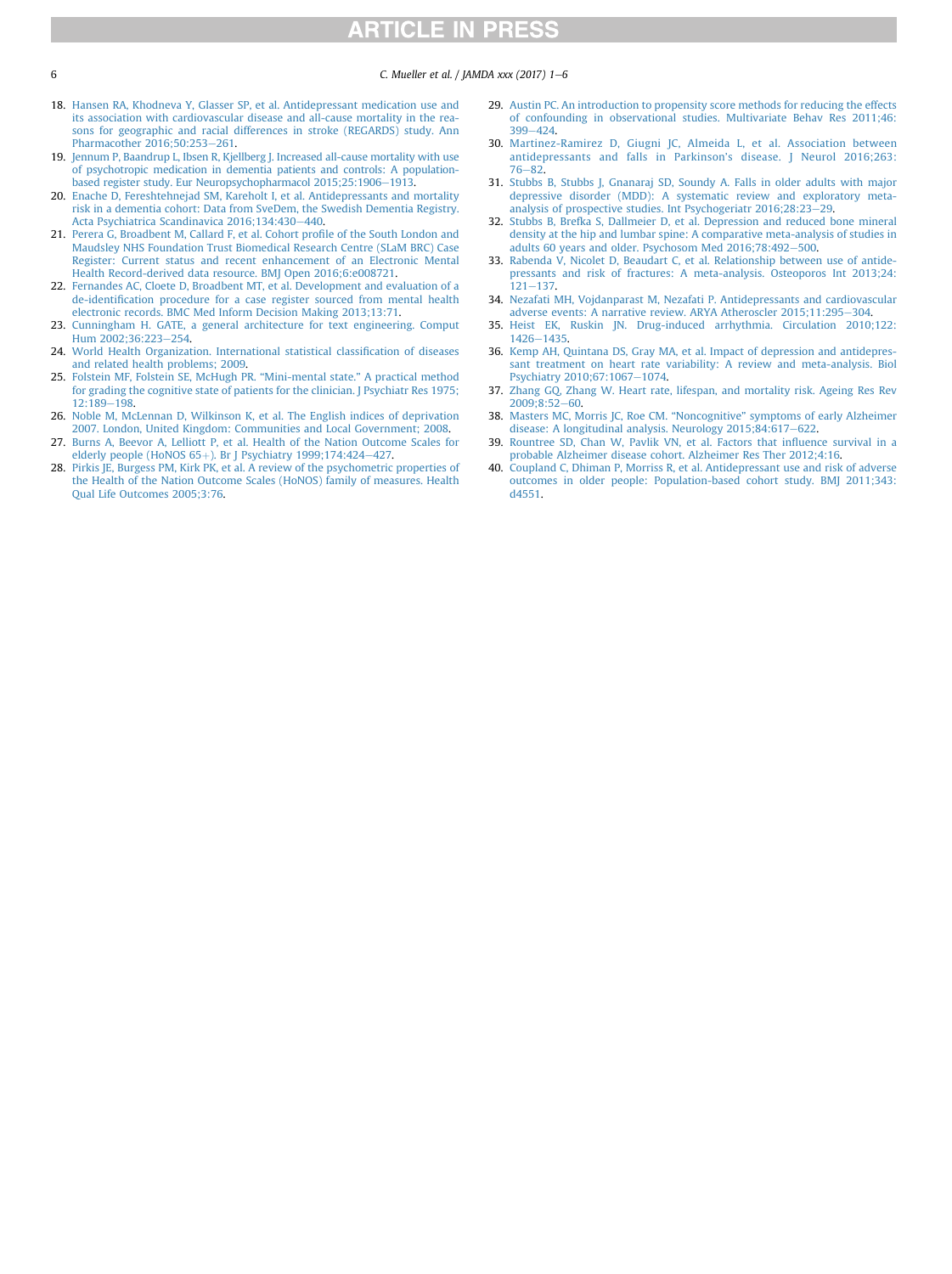18. Hansen RA, Khodneva Y, Glasser SP, et al. Antidepressant medication use and its association with cardiovascular disease and all-cause mortality in the reasons for geographic and racial differences in stroke (REGARDS) study. Ann Pharmacother 2016;50:253–261.
19. Jennum P, Baandrup L, Ibsen R, Kjellberg J. Increased all-cause mortality with use of psychotropic medication in dementia patients and controls: A population-based register study. Eur Neuropsychopharmacol 2015;25:1906–1913.
20. Enache D, Fereshtehnejad SM, Kareholt I, et al. Antidepressants and mortality risk in a dementia cohort: Data from SveDem, the Swedish Dementia Registry. Acta Psychiatrica Scandinavica 2016;134:430–440.
21. Perera G, Broadbent M, Callard F, et al. Cohort profile of the South London and Maudsley NHS Foundation Trust Biomedical Research Centre (SLaM BRC) Case Register: Current status and recent enhancement of an Electronic Mental Health Record-derived data resource. BMJ Open 2016;6:e008721.
22. Fernandes AC, Cloete D, Broadbent MT, et al. Development and evaluation of a de-identification procedure for a case register sourced from mental health electronic records. BMC Med Inform Decision Making 2013;13:71.
23. Cunningham H. GATE, a general architecture for text engineering. Comput Hum 2002;36:223–254.
24. World Health Organization. International statistical classification of diseases and related health problems; 2009.
25. Folstein MF, Folstein SE, McHugh PR. "Mini-mental state." A practical method for grading the cognitive state of patients for the clinician. J Psychiatr Res 1975; 12:189–198.
26. Noble M, McLennan D, Wilkinson K, et al. The English indices of deprivation 2007. London, United Kingdom: Communities and Local Government; 2008.
27. Burns A, Beevor A, Lelliott P, et al. Health of the Nation Outcome Scales for elderly people (HoNOS 65+). Br J Psychiatry 1999;174:424–427.
28. Pirkis JE, Burgess PM, Kirk PK, et al. A review of the psychometric properties of the Health of the Nation Outcome Scales (HoNOS) family of measures. Health Qual Life Outcomes 2005;3:76.
29. Austin PC. An introduction to propensity score methods for reducing the effects of confounding in observational studies. Multivariate Behav Res 2011;46: 399–424.
30. Martinez-Ramirez D, Giugni JC, Almeida L, et al. Association between antidepressants and falls in Parkinson's disease. J Neurol 2016;263: 76–82.
31. Stubbs B, Stubbs J, Gnanaraj SD, Soundy A. Falls in older adults with major depressive disorder (MDD): A systematic review and exploratory meta-analysis of prospective studies. Int Psychogeriatr 2016;28:23–29.
32. Stubbs B, Brefka S, Dallmeier D, et al. Depression and reduced bone mineral density at the hip and lumbar spine: A comparative meta-analysis of studies in adults 60 years and older. Psychosom Med 2016;78:492–500.
33. Rabenda V, Nicolet D, Beaudart C, et al. Relationship between use of antidepressants and risk of fractures: A meta-analysis. Osteoporos Int 2013;24: 121–137.
34. Nezafati MH, Vojdanparast M, Nezafati P. Antidepressants and cardiovascular adverse events: A narrative review. ARYA Atheroscler 2015;11:295–304.
35. Heist EK, Ruskin JN. Drug-induced arrhythmia. Circulation 2010;122: 1426–1435.
36. Kemp AH, Quintana DS, Gray MA, et al. Impact of depression and antidepressant treatment on heart rate variability: A review and meta-analysis. Biol Psychiatry 2010;67:1067–1074.
37. Zhang GQ, Zhang W. Heart rate, lifespan, and mortality risk. Ageing Res Rev 2009;8:52–60.
38. Masters MC, Morris JC, Roe CM. "Noncognitive" symptoms of early Alzheimer disease: A longitudinal analysis. Neurology 2015;84:617–622.
39. Rountree SD, Chan W, Pavlik VN, et al. Factors that influence survival in a probable Alzheimer disease cohort. Alzheimer Res Ther 2012;4:16.
40. Coupland C, Dhiman P, Morriss R, et al. Antidepressant use and risk of adverse outcomes in older people: Population-based cohort study. BMJ 2011;343: d4551.